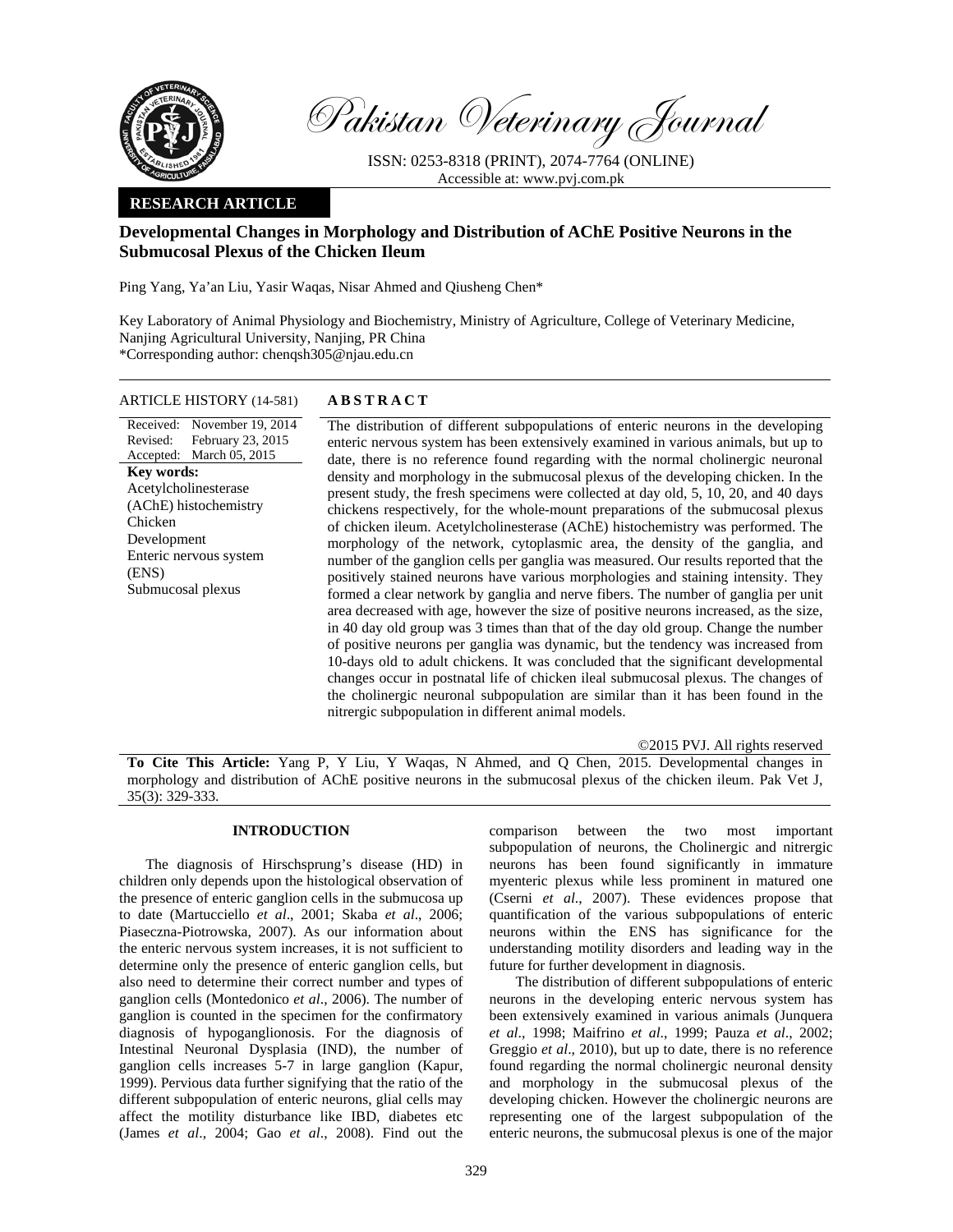Pakistan Veterinary Journal

ISSN: 0253-8318 (PRINT), 2074-7764 (ONLINE)
Accessible at: www.pvj.com.pk

**RESEARCH ARTICLE**

# Developmental Changes in Morphology and Distribution of AChE Positive Neurons in the Submucosal Plexus of the Chicken Ileum

Ping Yang, Ya'an Liu, Yasir Waqas, Nisar Ahmed and Qiusheng Chen*

Key Laboratory of Animal Physiology and Biochemistry, Ministry of Agriculture, College of Veterinary Medicine, Nanjing Agricultural University, Nanjing, PR China
*Corresponding author: chenqsh305@njau.edu.cn

**ARTICLE HISTORY** (14-581)

Received: November 19, 2014
Revised: February 23, 2015
Accepted: March 05, 2015

**Key words:**
Acetylcholinesterase (AChE) histochemistry
Chicken
Development
Enteric nervous system (ENS)
Submucosal plexus

**ABSTRACT**

The distribution of different subpopulations of enteric neurons in the developing enteric nervous system has been extensively examined in various animals, but up to date, there is no reference found regarding with the normal cholinergic neuronal density and morphology in the submucosal plexus of the developing chicken. In the present study, the fresh specimens were collected at day old, 5, 10, 20, and 40 days chickens respectively, for the whole-mount preparations of the submucosal plexus of chicken ileum. Acetylcholinesterase (AChE) histochemistry was performed. The morphology of the network, cytoplasmic area, the density of the ganglia, and number of the ganglion cells per ganglia was measured. Our results reported that the positively stained neurons have various morphologies and staining intensity. They formed a clear network by ganglia and nerve fibers. The number of ganglia per unit area decreased with age, however the size of positive neurons increased, as the size, in 40 day old group was 3 times than that of the day old group. Change the number of positive neurons per ganglia was dynamic, but the tendency was increased from 10-days old to adult chickens. It was concluded that the significant developmental changes occur in postnatal life of chicken ileal submucosal plexus. The changes of the cholinergic neuronal subpopulation are similar than it has been found in the nitrergic subpopulation in different animal models.

©2015 PVJ. All rights reserved

**To Cite This Article:** Yang P, Y Liu, Y Waqas, N Ahmed, and Q Chen, 2015. Developmental changes in morphology and distribution of AChE positive neurons in the submucosal plexus of the chicken ileum. Pak Vet J, 35(3): 329-333.

## INTRODUCTION

The diagnosis of Hirschsprung's disease (HD) in children only depends upon the histological observation of the presence of enteric ganglion cells in the submucosa up to date (Martucciello *et al*., 2001; Skaba *et al*., 2006; Piaseczna-Piotrowska, 2007). As our information about the enteric nervous system increases, it is not sufficient to determine only the presence of enteric ganglion cells, but also need to determine their correct number and types of ganglion cells (Montedonico *et al*., 2006). The number of ganglion is counted in the specimen for the confirmatory diagnosis of hypoganglionosis. For the diagnosis of Intestinal Neuronal Dysplasia (IND), the number of ganglion cells increases 5-7 in large ganglion (Kapur, 1999). Pervious data further signifying that the ratio of the different subpopulation of enteric neurons, glial cells may affect the motility disturbance like IBD, diabetes etc (James *et al*., 2004; Gao *et al*., 2008). Find out the comparison between the two most important subpopulation of neurons, the Cholinergic and nitrergic neurons has been found significantly in immature myenteric plexus while less prominent in matured one (Cserni *et al*., 2007). These evidences propose that quantification of the various subpopulations of enteric neurons within the ENS has significance for the understanding motility disorders and leading way in the future for further development in diagnosis.

The distribution of different subpopulations of enteric neurons in the developing enteric nervous system has been extensively examined in various animals (Junquera *et al*., 1998; Maifrino *et al*., 1999; Pauza *et al*., 2002; Greggio *et al*., 2010), but up to date, there is no reference found regarding the normal cholinergic neuronal density and morphology in the submucosal plexus of the developing chicken. However the cholinergic neurons are representing one of the largest subpopulation of the enteric neurons, the submucosal plexus is one of the major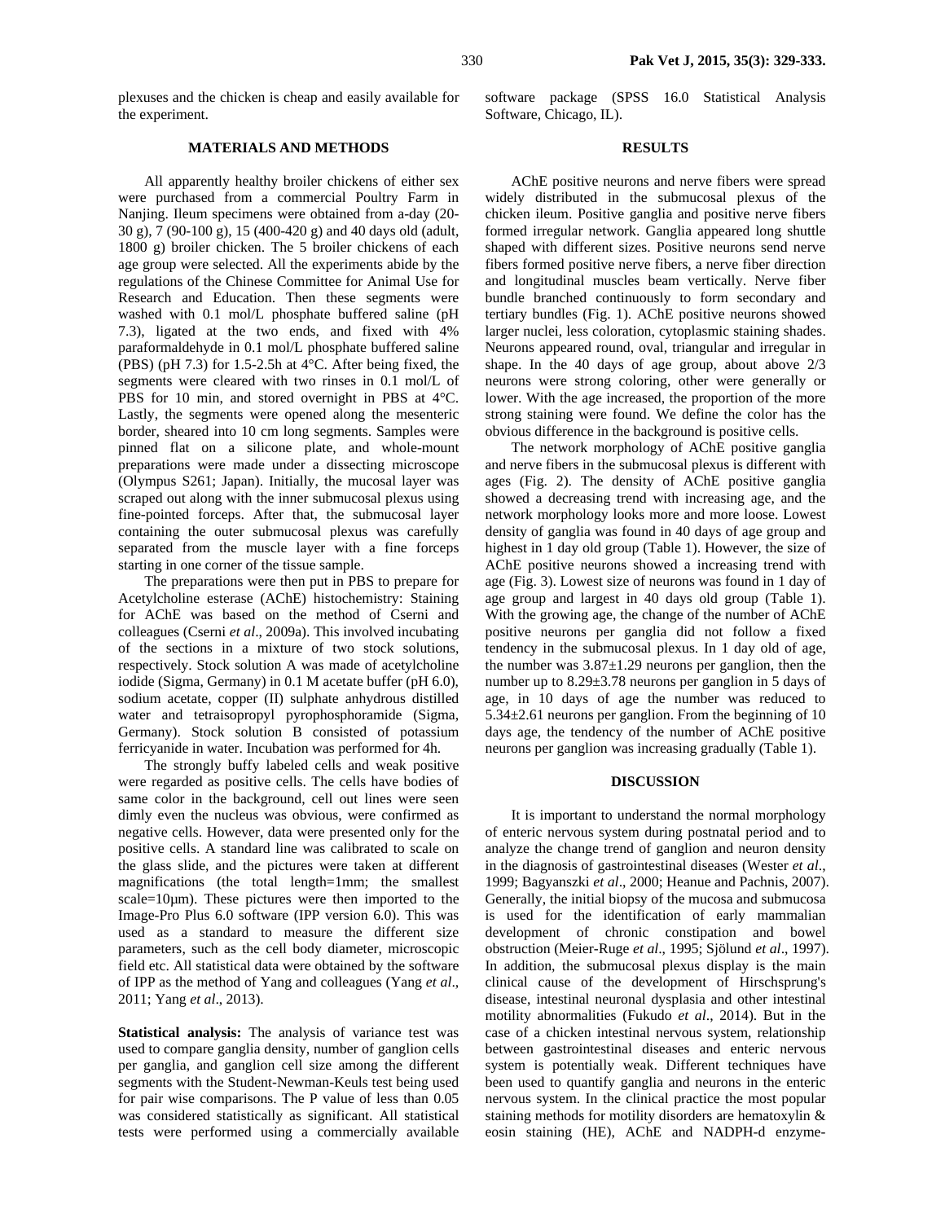plexuses and the chicken is cheap and easily available for the experiment.

## MATERIALS AND METHODS

All apparently healthy broiler chickens of either sex were purchased from a commercial Poultry Farm in Nanjing. Ileum specimens were obtained from a-day (20-30 g), 7 (90-100 g), 15 (400-420 g) and 40 days old (adult, 1800 g) broiler chicken. The 5 broiler chickens of each age group were selected. All the experiments abide by the regulations of the Chinese Committee for Animal Use for Research and Education. Then these segments were washed with 0.1 mol/L phosphate buffered saline (pH 7.3), ligated at the two ends, and fixed with 4% paraformaldehyde in 0.1 mol/L phosphate buffered saline (PBS) (pH 7.3) for 1.5-2.5h at 4°C. After being fixed, the segments were cleared with two rinses in 0.1 mol/L of PBS for 10 min, and stored overnight in PBS at 4°C. Lastly, the segments were opened along the mesenteric border, sheared into 10 cm long segments. Samples were pinned flat on a silicone plate, and whole-mount preparations were made under a dissecting microscope (Olympus S261; Japan). Initially, the mucosal layer was scraped out along with the inner submucosal plexus using fine-pointed forceps. After that, the submucosal layer containing the outer submucosal plexus was carefully separated from the muscle layer with a fine forceps starting in one corner of the tissue sample.

The preparations were then put in PBS to prepare for Acetylcholine esterase (AChE) histochemistry: Staining for AChE was based on the method of Cserni and colleagues (Cserni *et al*., 2009a). This involved incubating of the sections in a mixture of two stock solutions, respectively. Stock solution A was made of acetylcholine iodide (Sigma, Germany) in 0.1 M acetate buffer (pH 6.0), sodium acetate, copper (II) sulphate anhydrous distilled water and tetraisopropyl pyrophosphoramide (Sigma, Germany). Stock solution B consisted of potassium ferricyanide in water. Incubation was performed for 4h.

The strongly buffy labeled cells and weak positive were regarded as positive cells. The cells have bodies of same color in the background, cell out lines were seen dimly even the nucleus was obvious, were confirmed as negative cells. However, data were presented only for the positive cells. A standard line was calibrated to scale on the glass slide, and the pictures were taken at different magnifications (the total length=1mm; the smallest scale=10μm). These pictures were then imported to the Image-Pro Plus 6.0 software (IPP version 6.0). This was used as a standard to measure the different size parameters, such as the cell body diameter, microscopic field etc. All statistical data were obtained by the software of IPP as the method of Yang and colleagues (Yang *et al*., 2011; Yang *et al*., 2013).

**Statistical analysis:** The analysis of variance test was used to compare ganglia density, number of ganglion cells per ganglia, and ganglion cell size among the different segments with the Student-Newman-Keuls test being used for pair wise comparisons. The P value of less than 0.05 was considered statistically as significant. All statistical tests were performed using a commercially available software package (SPSS 16.0 Statistical Analysis Software, Chicago, IL).

## RESULTS

AChE positive neurons and nerve fibers were spread widely distributed in the submucosal plexus of the chicken ileum. Positive ganglia and positive nerve fibers formed irregular network. Ganglia appeared long shuttle shaped with different sizes. Positive neurons send nerve fibers formed positive nerve fibers, a nerve fiber direction and longitudinal muscles beam vertically. Nerve fiber bundle branched continuously to form secondary and tertiary bundles (Fig. 1). AChE positive neurons showed larger nuclei, less coloration, cytoplasmic staining shades. Neurons appeared round, oval, triangular and irregular in shape. In the 40 days of age group, about above 2/3 neurons were strong coloring, other were generally or lower. With the age increased, the proportion of the more strong staining were found. We define the color has the obvious difference in the background is positive cells.

The network morphology of AChE positive ganglia and nerve fibers in the submucosal plexus is different with ages (Fig. 2). The density of AChE positive ganglia showed a decreasing trend with increasing age, and the network morphology looks more and more loose. Lowest density of ganglia was found in 40 days of age group and highest in 1 day old group (Table 1). However, the size of AChE positive neurons showed a increasing trend with age (Fig. 3). Lowest size of neurons was found in 1 day of age group and largest in 40 days old group (Table 1). With the growing age, the change of the number of AChE positive neurons per ganglia did not follow a fixed tendency in the submucosal plexus. In 1 day old of age, the number was 3.87±1.29 neurons per ganglion, then the number up to 8.29±3.78 neurons per ganglion in 5 days of age, in 10 days of age the number was reduced to 5.34±2.61 neurons per ganglion. From the beginning of 10 days age, the tendency of the number of AChE positive neurons per ganglion was increasing gradually (Table 1).

## DISCUSSION

It is important to understand the normal morphology of enteric nervous system during postnatal period and to analyze the change trend of ganglion and neuron density in the diagnosis of gastrointestinal diseases (Wester *et al*., 1999; Bagyanszki *et al*., 2000; Heanue and Pachnis, 2007). Generally, the initial biopsy of the mucosa and submucosa is used for the identification of early mammalian development of chronic constipation and bowel obstruction (Meier-Ruge *et al*., 1995; Sjölund *et al*., 1997). In addition, the submucosal plexus display is the main clinical cause of the development of Hirschsprung's disease, intestinal neuronal dysplasia and other intestinal motility abnormalities (Fukudo *et al*., 2014). But in the case of a chicken intestinal nervous system, relationship between gastrointestinal diseases and enteric nervous system is potentially weak. Different techniques have been used to quantify ganglia and neurons in the enteric nervous system. In the clinical practice the most popular staining methods for motility disorders are hematoxylin & eosin staining (HE), AChE and NADPH-d enzyme-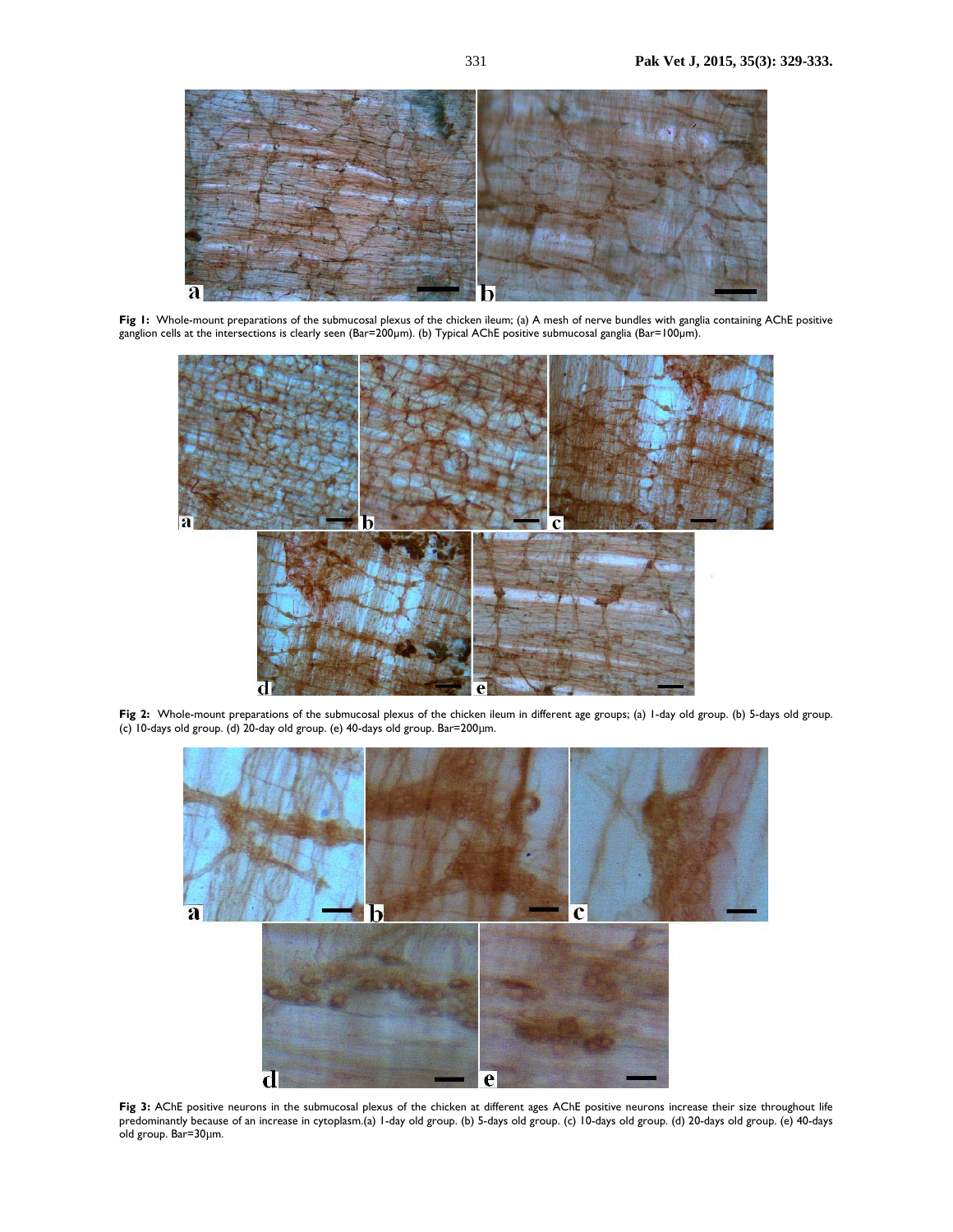**Fig 1:** Whole-mount preparations of the submucosal plexus of the chicken ileum; (a) A mesh of nerve bundles with ganglia containing AChE positive ganglion cells at the intersections is clearly seen (Bar=200µm). (b) Typical AChE positive submucosal ganglia (Bar=100µm).

**Fig 2:** Whole-mount preparations of the submucosal plexus of the chicken ileum in different age groups; (a) 1-day old group. (b) 5-days old group. (c) 10-days old group. (d) 20-day old group. (e) 40-days old group. Bar=200µm.

**Fig 3:** AChE positive neurons in the submucosal plexus of the chicken at different ages AChE positive neurons increase their size throughout life predominantly because of an increase in cytoplasm.(a) 1-day old group. (b) 5-days old group. (c) 10-days old group. (d) 20-days old group. (e) 40-days old group. Bar=30µm.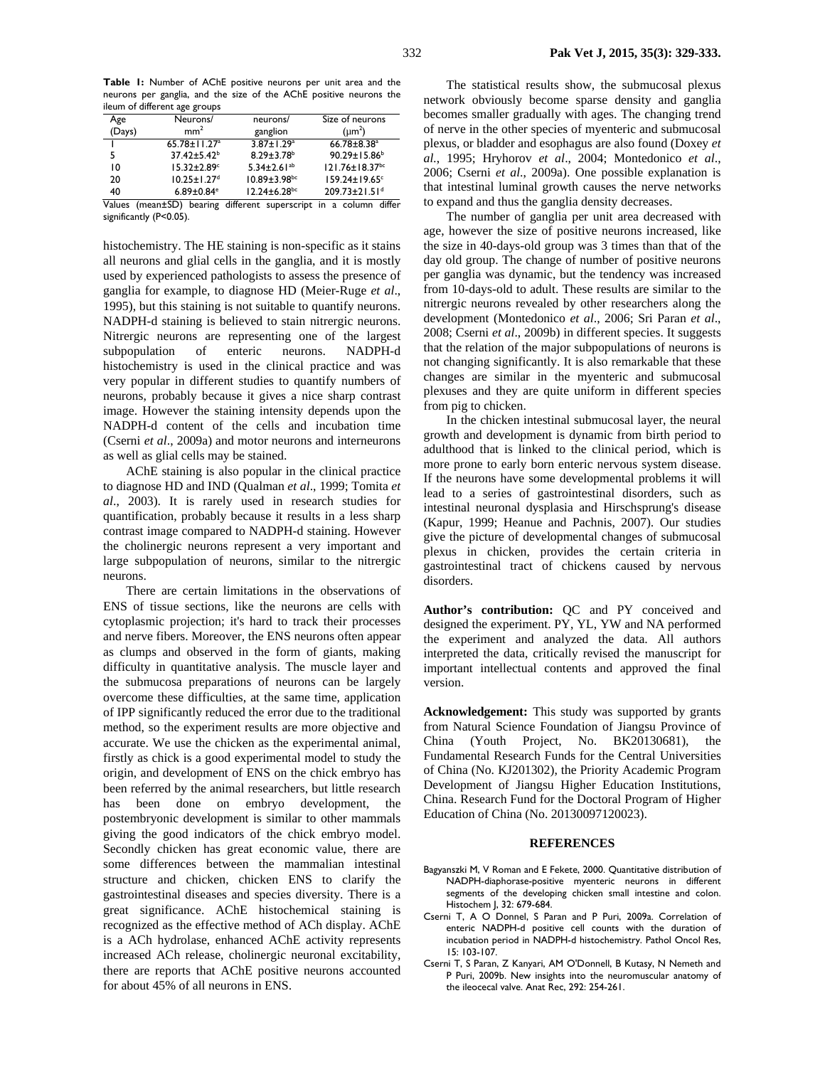**Table 1:** Number of AChE positive neurons per unit area and the neurons per ganglia, and the size of the AChE positive neurons the ileum of different age groups

| Age (Days) | Neurons/ mm$^2$ | neurons/ ganglion | Size of neurons (μm$^2$) |
|---|---|---|---|
| 1 | 65.78±11.27$^a$ | 3.87±1.29$^a$ | 66.78±8.38$^a$ |
| 5 | 37.42±5.42$^b$ | 8.29±3.78$^b$ | 90.29±15.86$^b$ |
| 10 | 15.32±2.89$^c$ | 5.34±2.61$^{ab}$ | 121.76±18.37$^{bc}$ |
| 20 | 10.25±1.27$^d$ | 10.89±3.98$^{bc}$ | 159.24±19.65$^c$ |
| 40 | 6.89±0.84$^e$ | 12.24±6.28$^{bc}$ | 209.73±21.51$^d$ |

Values (mean±SD) bearing different superscript in a column differ significantly (P<0.05).

histochemistry. The HE staining is non-specific as it stains all neurons and glial cells in the ganglia, and it is mostly used by experienced pathologists to assess the presence of ganglia for example, to diagnose HD (Meier-Ruge *et al*., 1995), but this staining is not suitable to quantify neurons. NADPH-d staining is believed to stain nitrergic neurons. Nitrergic neurons are representing one of the largest subpopulation of enteric neurons. NADPH-d histochemistry is used in the clinical practice and was very popular in different studies to quantify numbers of neurons, probably because it gives a nice sharp contrast image. However the staining intensity depends upon the NADPH-d content of the cells and incubation time (Cserni *et al*., 2009a) and motor neurons and interneurons as well as glial cells may be stained.

AChE staining is also popular in the clinical practice to diagnose HD and IND (Qualman *et al*., 1999; Tomita *et al*., 2003). It is rarely used in research studies for quantification, probably because it results in a less sharp contrast image compared to NADPH-d staining. However the cholinergic neurons represent a very important and large subpopulation of neurons, similar to the nitrergic neurons.

There are certain limitations in the observations of ENS of tissue sections, like the neurons are cells with cytoplasmic projection; it's hard to track their processes and nerve fibers. Moreover, the ENS neurons often appear as clumps and observed in the form of giants, making difficulty in quantitative analysis. The muscle layer and the submucosa preparations of neurons can be largely overcome these difficulties, at the same time, application of IPP significantly reduced the error due to the traditional method, so the experiment results are more objective and accurate. We use the chicken as the experimental animal, firstly as chick is a good experimental model to study the origin, and development of ENS on the chick embryo has been referred by the animal researchers, but little research has been done on embryo development, the postembryonic development is similar to other mammals giving the good indicators of the chick embryo model. Secondly chicken has great economic value, there are some differences between the mammalian intestinal structure and chicken, chicken ENS to clarify the gastrointestinal diseases and species diversity. There is a great significance. AChE histochemical staining is recognized as the effective method of ACh display. AChE is a ACh hydrolase, enhanced AChE activity represents increased ACh release, cholinergic neuronal excitability, there are reports that AChE positive neurons accounted for about 45% of all neurons in ENS.

The statistical results show, the submucosal plexus network obviously become sparse density and ganglia becomes smaller gradually with ages. The changing trend of nerve in the other species of myenteric and submucosal plexus, or bladder and esophagus are also found (Doxey *et al*., 1995; Hryhorov *et al*., 2004; Montedonico *et al*., 2006; Cserni *et al*., 2009a). One possible explanation is that intestinal luminal growth causes the nerve networks to expand and thus the ganglia density decreases.

The number of ganglia per unit area decreased with age, however the size of positive neurons increased, like the size in 40-days-old group was 3 times than that of the day old group. The change of number of positive neurons per ganglia was dynamic, but the tendency was increased from 10-days-old to adult. These results are similar to the nitrergic neurons revealed by other researchers along the development (Montedonico *et al*., 2006; Sri Paran *et al*., 2008; Cserni *et al*., 2009b) in different species. It suggests that the relation of the major subpopulations of neurons is not changing significantly. It is also remarkable that these changes are similar in the myenteric and submucosal plexuses and they are quite uniform in different species from pig to chicken.

In the chicken intestinal submucosal layer, the neural growth and development is dynamic from birth period to adulthood that is linked to the clinical period, which is more prone to early born enteric nervous system disease. If the neurons have some developmental problems it will lead to a series of gastrointestinal disorders, such as intestinal neuronal dysplasia and Hirschsprung's disease (Kapur, 1999; Heanue and Pachnis, 2007). Our studies give the picture of developmental changes of submucosal plexus in chicken, provides the certain criteria in gastrointestinal tract of chickens caused by nervous disorders.

**Author's contribution:** QC and PY conceived and designed the experiment. PY, YL, YW and NA performed the experiment and analyzed the data. All authors interpreted the data, critically revised the manuscript for important intellectual contents and approved the final version.

**Acknowledgement:** This study was supported by grants from Natural Science Foundation of Jiangsu Province of China (Youth Project, No. BK20130681), the Fundamental Research Funds for the Central Universities of China (No. KJ201302), the Priority Academic Program Development of Jiangsu Higher Education Institutions, China. Research Fund for the Doctoral Program of Higher Education of China (No. 20130097120023).

## REFERENCES

Bagyanszki M, V Roman and E Fekete, 2000. Quantitative distribution of NADPH-diaphorase-positive myenteric neurons in different segments of the developing chicken small intestine and colon. Histochem J, 32: 679-684.

Cserni T, A O Donnel, S Paran and P Puri, 2009a. Correlation of enteric NADPH-d positive cell counts with the duration of incubation period in NADPH-d histochemistry. Pathol Oncol Res, 15: 103-107.

Cserni T, S Paran, Z Kanyari, AM O'Donnell, B Kutasy, N Nemeth and P Puri, 2009b. New insights into the neuromuscular anatomy of the ileocecal valve. Anat Rec, 292: 254-261.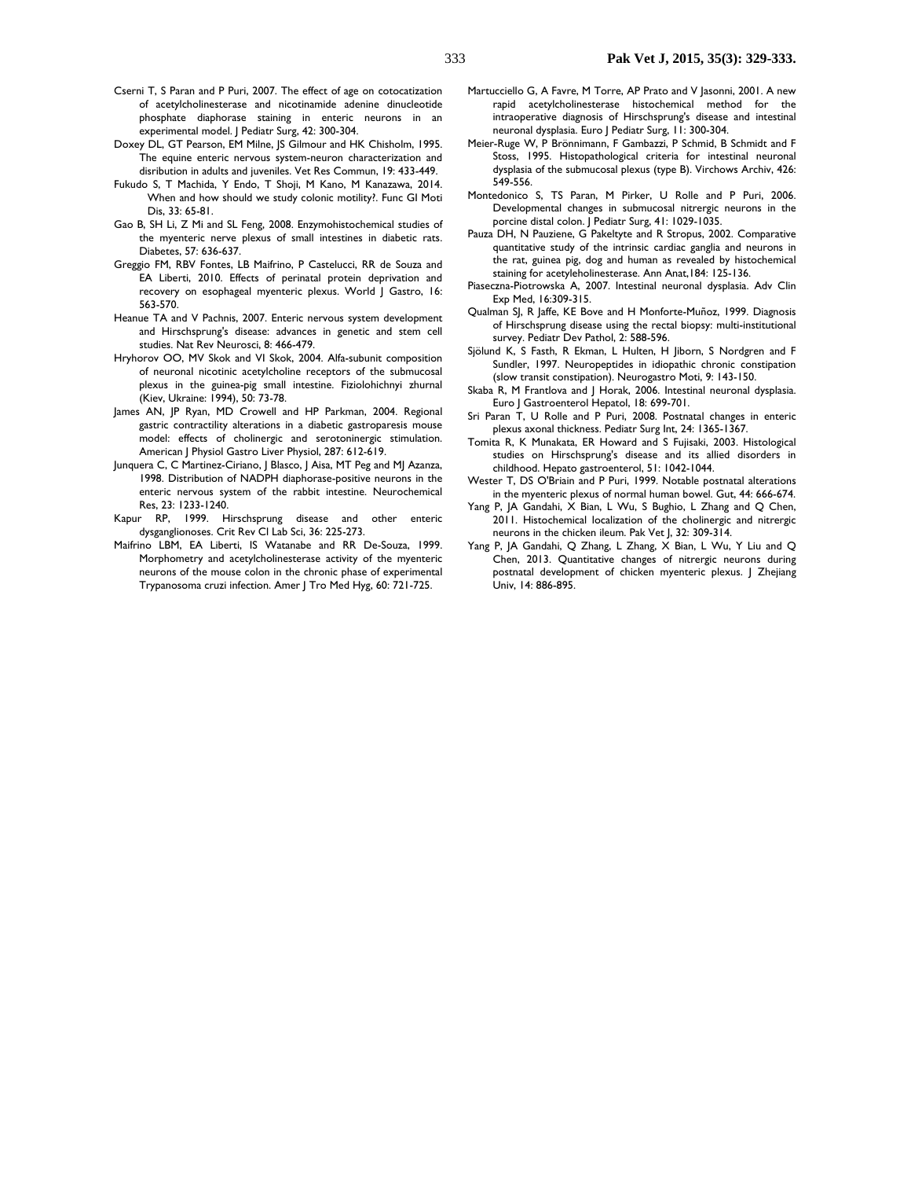Cserni T, S Paran and P Puri, 2007. The effect of age on cotocatization of acetylcholinesterase and nicotinamide adenine dinucleotide phosphate diaphorase staining in enteric neurons in an experimental model. J Pediatr Surg, 42: 300-304.

Doxey DL, GT Pearson, EM Milne, JS Gilmour and HK Chisholm, 1995. The equine enteric nervous system-neuron characterization and disribution in adults and juveniles. Vet Res Commun, 19: 433-449.

Fukudo S, T Machida, Y Endo, T Shoji, M Kano, M Kanazawa, 2014. When and how should we study colonic motility?. Func GI Moti Dis, 33: 65-81.

Gao B, SH Li, Z Mi and SL Feng, 2008. Enzymohistochemical studies of the myenteric nerve plexus of small intestines in diabetic rats. Diabetes, 57: 636-637.

Greggio FM, RBV Fontes, LB Maifrino, P Castelucci, RR de Souza and EA Liberti, 2010. Effects of perinatal protein deprivation and recovery on esophageal myenteric plexus. World J Gastro, 16: 563-570.

Heanue TA and V Pachnis, 2007. Enteric nervous system development and Hirschsprung's disease: advances in genetic and stem cell studies. Nat Rev Neurosci, 8: 466-479.

Hryhorov OO, MV Skok and VI Skok, 2004. Alfa-subunit composition of neuronal nicotinic acetylcholine receptors of the submucosal plexus in the guinea-pig small intestine. Fiziolohichnyi zhurnal (Kiev, Ukraine: 1994), 50: 73-78.

James AN, JP Ryan, MD Crowell and HP Parkman, 2004. Regional gastric contractility alterations in a diabetic gastroparesis mouse model: effects of cholinergic and serotoninergic stimulation. American J Physiol Gastro Liver Physiol, 287: 612-619.

Junquera C, C Martinez-Ciriano, J Blasco, J Aisa, MT Peg and MJ Azanza, 1998. Distribution of NADPH diaphorase-positive neurons in the enteric nervous system of the rabbit intestine. Neurochemical Res, 23: 1233-1240.

Kapur RP, 1999. Hirschsprung disease and other enteric dysganglionoses. Crit Rev Cl Lab Sci, 36: 225-273.

Maifrino LBM, EA Liberti, IS Watanabe and RR De-Souza, 1999. Morphometry and acetylcholinesterase activity of the myenteric neurons of the mouse colon in the chronic phase of experimental Trypanosoma cruzi infection. Amer J Tro Med Hyg, 60: 721-725.

Martucciello G, A Favre, M Torre, AP Prato and V Jasonni, 2001. A new rapid acetylcholinesterase histochemical method for the intraoperative diagnosis of Hirschsprung's disease and intestinal neuronal dysplasia. Euro J Pediatr Surg, 11: 300-304.

Meier-Ruge W, P Brönnimann, F Gambazzi, P Schmid, B Schmidt and F Stoss, 1995. Histopathological criteria for intestinal neuronal dysplasia of the submucosal plexus (type B). Virchows Archiv, 426: 549-556.

Montedonico S, TS Paran, M Pirker, U Rolle and P Puri, 2006. Developmental changes in submucosal nitrergic neurons in the porcine distal colon. J Pediatr Surg, 41: 1029-1035.

Pauza DH, N Pauziene, G Pakeltyte and R Stropus, 2002. Comparative quantitative study of the intrinsic cardiac ganglia and neurons in the rat, guinea pig, dog and human as revealed by histochemical staining for acetyleholinesterase. Ann Anat,184: 125-136.

Piaseczna-Piotrowska A, 2007. Intestinal neuronal dysplasia. Adv Clin Exp Med, 16:309-315.

Qualman SJ, R Jaffe, KE Bove and H Monforte-Muñoz, 1999. Diagnosis of Hirschsprung disease using the rectal biopsy: multi-institutional survey. Pediatr Dev Pathol, 2: 588-596.

Sjölund K, S Fasth, R Ekman, L Hulten, H Jiborn, S Nordgren and F Sundler, 1997. Neuropeptides in idiopathic chronic constipation (slow transit constipation). Neurogastro Moti, 9: 143-150.

Skaba R, M Frantlova and J Horak, 2006. Intestinal neuronal dysplasia. Euro J Gastroenterol Hepatol, 18: 699-701.

Sri Paran T, U Rolle and P Puri, 2008. Postnatal changes in enteric plexus axonal thickness. Pediatr Surg Int, 24: 1365-1367.

Tomita R, K Munakata, ER Howard and S Fujisaki, 2003. Histological studies on Hirschsprung's disease and its allied disorders in childhood. Hepato gastroenterol, 51: 1042-1044.

Wester T, DS O'Briain and P Puri, 1999. Notable postnatal alterations in the myenteric plexus of normal human bowel. Gut, 44: 666-674.

Yang P, JA Gandahi, X Bian, L Wu, S Bughio, L Zhang and Q Chen, 2011. Histochemical localization of the cholinergic and nitrergic neurons in the chicken ileum. Pak Vet J, 32: 309-314.

Yang P, JA Gandahi, Q Zhang, L Zhang, X Bian, L Wu, Y Liu and Q Chen, 2013. Quantitative changes of nitrergic neurons during postnatal development of chicken myenteric plexus. J Zhejiang Univ, 14: 886-895.